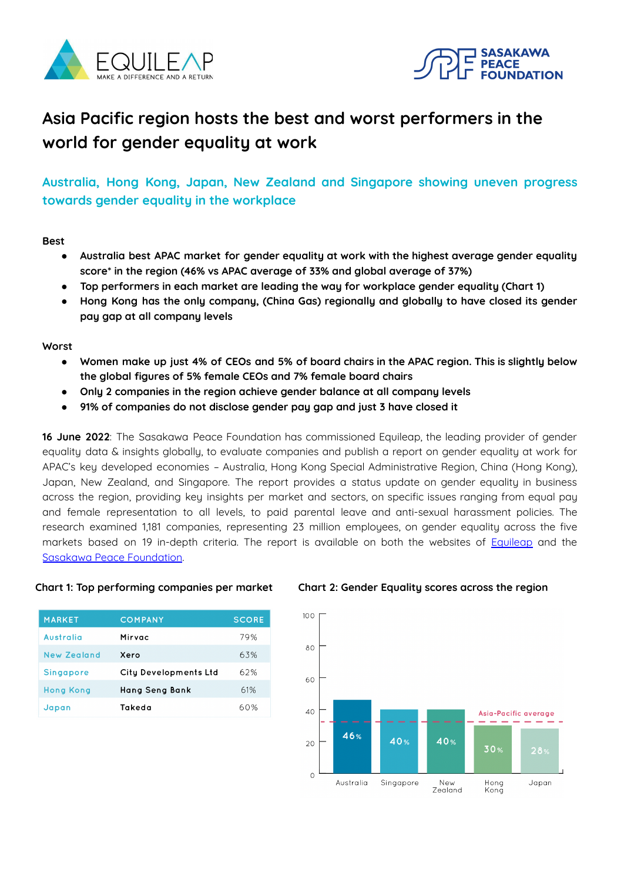# Asia Pacific region hosts the best and worst performers in the world for gender equality at work

## Australia, Hong Kong, Japan, New Zealand and Singapore showing uneven progress towards gender equality in the workplace

Best

- **Australia best APAC market for gender equality at work with the highest average gender equality score* in the region (46% vs APAC average of 33% and global average of 37%)**
- **Top performers in each market are leading the way for workplace gender equality (Chart 1)**
- **Hong Kong has the only company, (China Gas) regionally and globally to have closed its gender pay gap at all company levels**

Worst

- **Women make up just 4% of CEOs and 5% of board chairs in the APAC region. This is slightly below the global figures of 5% female CEOs and 7% female board chairs**
- **Only 2 companies in the region achieve gender balance at all company levels**
- **91% of companies do not disclose gender pay gap and just 3 have closed it**

**16 June 2022**: The Sasakawa Peace Foundation has commissioned Equileap, the leading provider of gender equality data & insights globally, to evaluate companies and publish a report on gender equality at work for APAC's key developed economies – Australia, Hong Kong Special Administrative Region, China (Hong Kong), Japan, New Zealand, and Singapore. The report provides a status update on gender equality in business across the region, providing key insights per market and sectors, on specific issues ranging from equal pay and female representation to all levels, to paid parental leave and anti-sexual harassment policies. The research examined 1,181 companies, representing 23 million employees, on gender equality across the five markets based on 19 in-depth criteria. The report is available on both the websites of Equileap and the Sasakawa Peace Foundation.

**Chart 1: Top performing companies per market**

| MARKET | COMPANY | SCORE |
|---|---|---|
| Australia | Mirvac | 79% |
| New Zealand | Xero | 63% |
| Singapore | City Developments Ltd | 62% |
| Hong Kong | Hang Seng Bank | 61% |
| Japan | Takeda | 60% |

**Chart 2: Gender Equality scores across the region**

| Market | Score |
|---|---|
| Australia | 46% |
| Singapore | 40% |
| New Zealand | 40% |
| Hong Kong | 30% |
| Japan | 28% |

Asia-Pacific average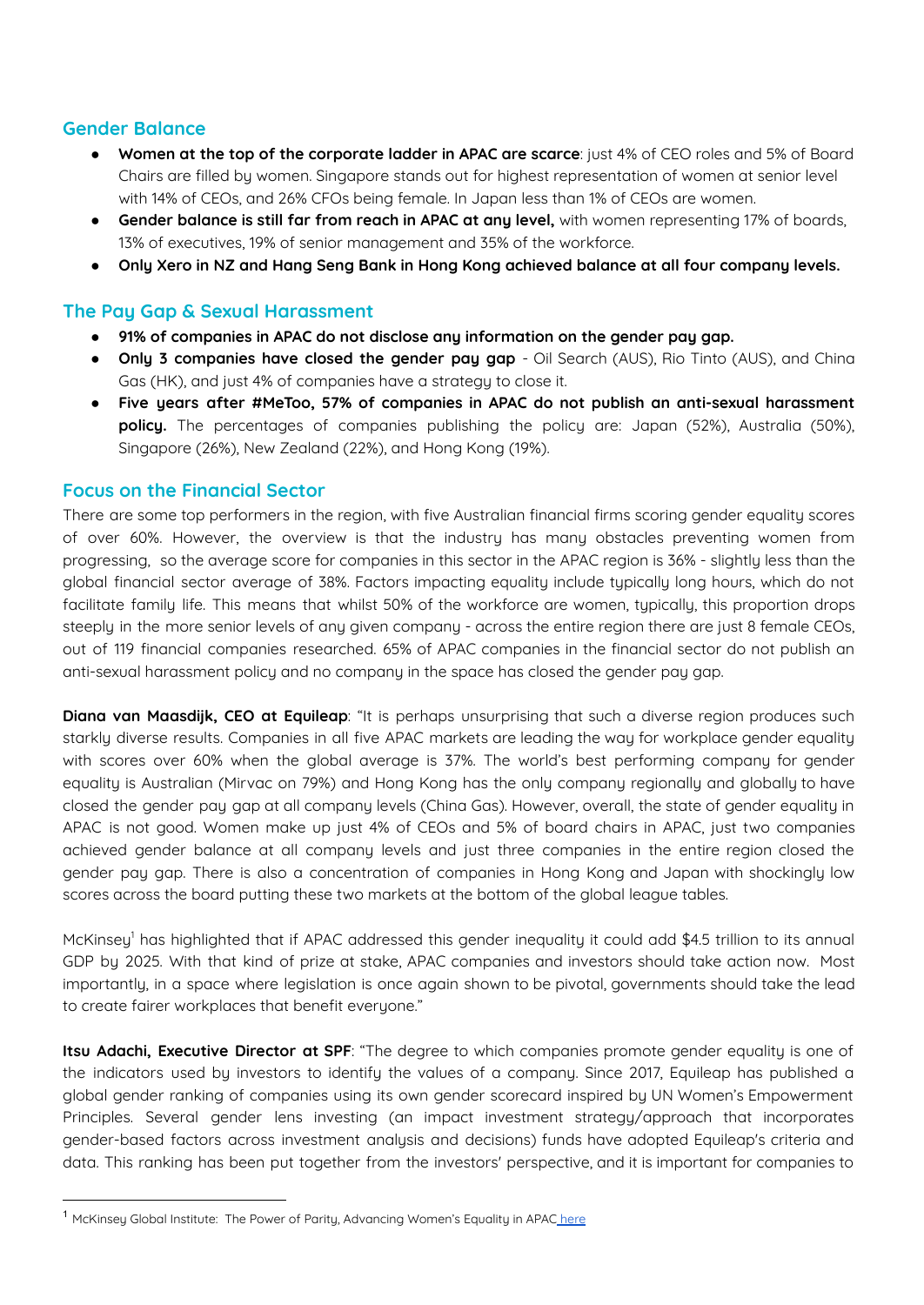## Gender Balance

- **Women at the top of the corporate ladder in APAC are scarce**: just 4% of CEO roles and 5% of Board Chairs are filled by women. Singapore stands out for highest representation of women at senior level with 14% of CEOs, and 26% CFOs being female. In Japan less than 1% of CEOs are women.
- **Gender balance is still far from reach in APAC at any level,** with women representing 17% of boards, 13% of executives, 19% of senior management and 35% of the workforce.
- **Only Xero in NZ and Hang Seng Bank in Hong Kong achieved balance at all four company levels.**

## The Pay Gap & Sexual Harassment

- **91% of companies in APAC do not disclose any information on the gender pay gap.**
- **Only 3 companies have closed the gender pay gap** - Oil Search (AUS), Rio Tinto (AUS), and China Gas (HK), and just 4% of companies have a strategy to close it.
- **Five years after #MeToo, 57% of companies in APAC do not publish an anti-sexual harassment policy.** The percentages of companies publishing the policy are: Japan (52%), Australia (50%), Singapore (26%), New Zealand (22%), and Hong Kong (19%).

## Focus on the Financial Sector

There are some top performers in the region, with five Australian financial firms scoring gender equality scores of over 60%. However, the overview is that the industry has many obstacles preventing women from progressing, so the average score for companies in this sector in the APAC region is 36% - slightly less than the global financial sector average of 38%. Factors impacting equality include typically long hours, which do not facilitate family life. This means that whilst 50% of the workforce are women, typically, this proportion drops steeply in the more senior levels of any given company - across the entire region there are just 8 female CEOs, out of 119 financial companies researched. 65% of APAC companies in the financial sector do not publish an anti-sexual harassment policy and no company in the space has closed the gender pay gap.

**Diana van Maasdijk, CEO at Equileap**: "It is perhaps unsurprising that such a diverse region produces such starkly diverse results. Companies in all five APAC markets are leading the way for workplace gender equality with scores over 60% when the global average is 37%. The world's best performing company for gender equality is Australian (Mirvac on 79%) and Hong Kong has the only company regionally and globally to have closed the gender pay gap at all company levels (China Gas). However, overall, the state of gender equality in APAC is not good. Women make up just 4% of CEOs and 5% of board chairs in APAC, just two companies achieved gender balance at all company levels and just three companies in the entire region closed the gender pay gap. There is also a concentration of companies in Hong Kong and Japan with shockingly low scores across the board putting these two markets at the bottom of the global league tables.

McKinsey[1] has highlighted that if APAC addressed this gender inequality it could add $4.5 trillion to its annual GDP by 2025. With that kind of prize at stake, APAC companies and investors should take action now. Most importantly, in a space where legislation is once again shown to be pivotal, governments should take the lead to create fairer workplaces that benefit everyone."

**Itsu Adachi, Executive Director at SPF**: "The degree to which companies promote gender equality is one of the indicators used by investors to identify the values of a company. Since 2017, Equileap has published a global gender ranking of companies using its own gender scorecard inspired by UN Women's Empowerment Principles. Several gender lens investing (an impact investment strategy/approach that incorporates gender-based factors across investment analysis and decisions) funds have adopted Equileap's criteria and data. This ranking has been put together from the investors' perspective, and it is important for companies to

---

[1] McKinsey Global Institute: The Power of Parity, Advancing Women's Equality in APAC here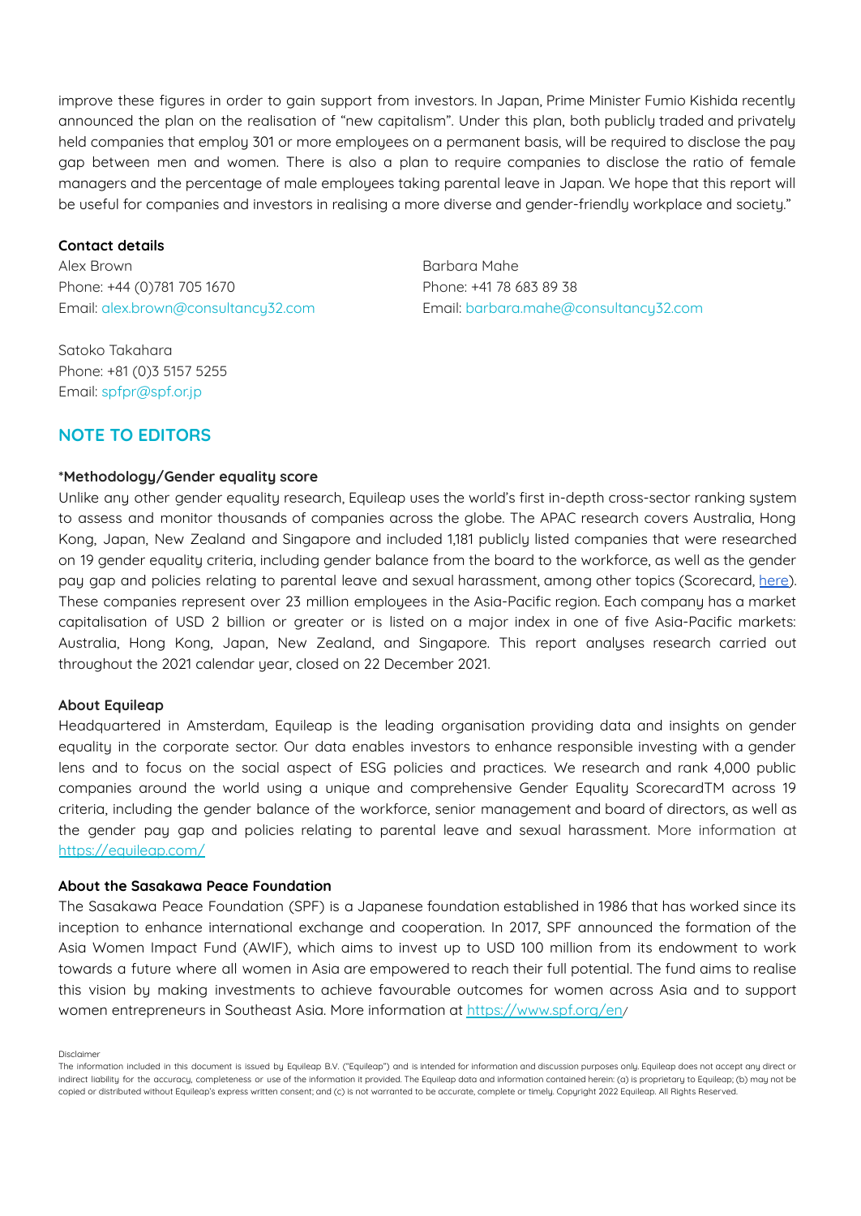improve these figures in order to gain support from investors. In Japan, Prime Minister Fumio Kishida recently announced the plan on the realisation of "new capitalism". Under this plan, both publicly traded and privately held companies that employ 301 or more employees on a permanent basis, will be required to disclose the pay gap between men and women. There is also a plan to require companies to disclose the ratio of female managers and the percentage of male employees taking parental leave in Japan. We hope that this report will be useful for companies and investors in realising a more diverse and gender-friendly workplace and society."

**Contact details**

Alex Brown
Phone: +44 (0)781 705 1670
Email: alex.brown@consultancy32.com

Barbara Mahe
Phone: +41 78 683 89 38
Email: barbara.mahe@consultancy32.com

Satoko Takahara
Phone: +81 (0)3 5157 5255
Email: spfpr@spf.or.jp

## NOTE TO EDITORS

**\*Methodology/Gender equality score**

Unlike any other gender equality research, Equileap uses the world's first in-depth cross-sector ranking system to assess and monitor thousands of companies across the globe. The APAC research covers Australia, Hong Kong, Japan, New Zealand and Singapore and included 1,181 publicly listed companies that were researched on 19 gender equality criteria, including gender balance from the board to the workforce, as well as the gender pay gap and policies relating to parental leave and sexual harassment, among other topics (Scorecard, here). These companies represent over 23 million employees in the Asia-Pacific region. Each company has a market capitalisation of USD 2 billion or greater or is listed on a major index in one of five Asia-Pacific markets: Australia, Hong Kong, Japan, New Zealand, and Singapore. This report analyses research carried out throughout the 2021 calendar year, closed on 22 December 2021.

**About Equileap**

Headquartered in Amsterdam, Equileap is the leading organisation providing data and insights on gender equality in the corporate sector. Our data enables investors to enhance responsible investing with a gender lens and to focus on the social aspect of ESG policies and practices. We research and rank 4,000 public companies around the world using a unique and comprehensive Gender Equality ScorecardTM across 19 criteria, including the gender balance of the workforce, senior management and board of directors, as well as the gender pay gap and policies relating to parental leave and sexual harassment. More information at https://equileap.com/

**About the Sasakawa Peace Foundation**

The Sasakawa Peace Foundation (SPF) is a Japanese foundation established in 1986 that has worked since its inception to enhance international exchange and cooperation. In 2017, SPF announced the formation of the Asia Women Impact Fund (AWIF), which aims to invest up to USD 100 million from its endowment to work towards a future where all women in Asia are empowered to reach their full potential. The fund aims to realise this vision by making investments to achieve favourable outcomes for women across Asia and to support women entrepreneurs in Southeast Asia. More information at https://www.spf.org/en/

Disclaimer

The information included in this document is issued by Equileap B.V. ("Equileap") and is intended for information and discussion purposes only. Equileap does not accept any direct or indirect liability for the accuracy, completeness or use of the information it provided. The Equileap data and information contained herein: (a) is proprietary to Equileap; (b) may not be copied or distributed without Equileap's express written consent; and (c) is not warranted to be accurate, complete or timely. Copyright 2022 Equileap. All Rights Reserved.